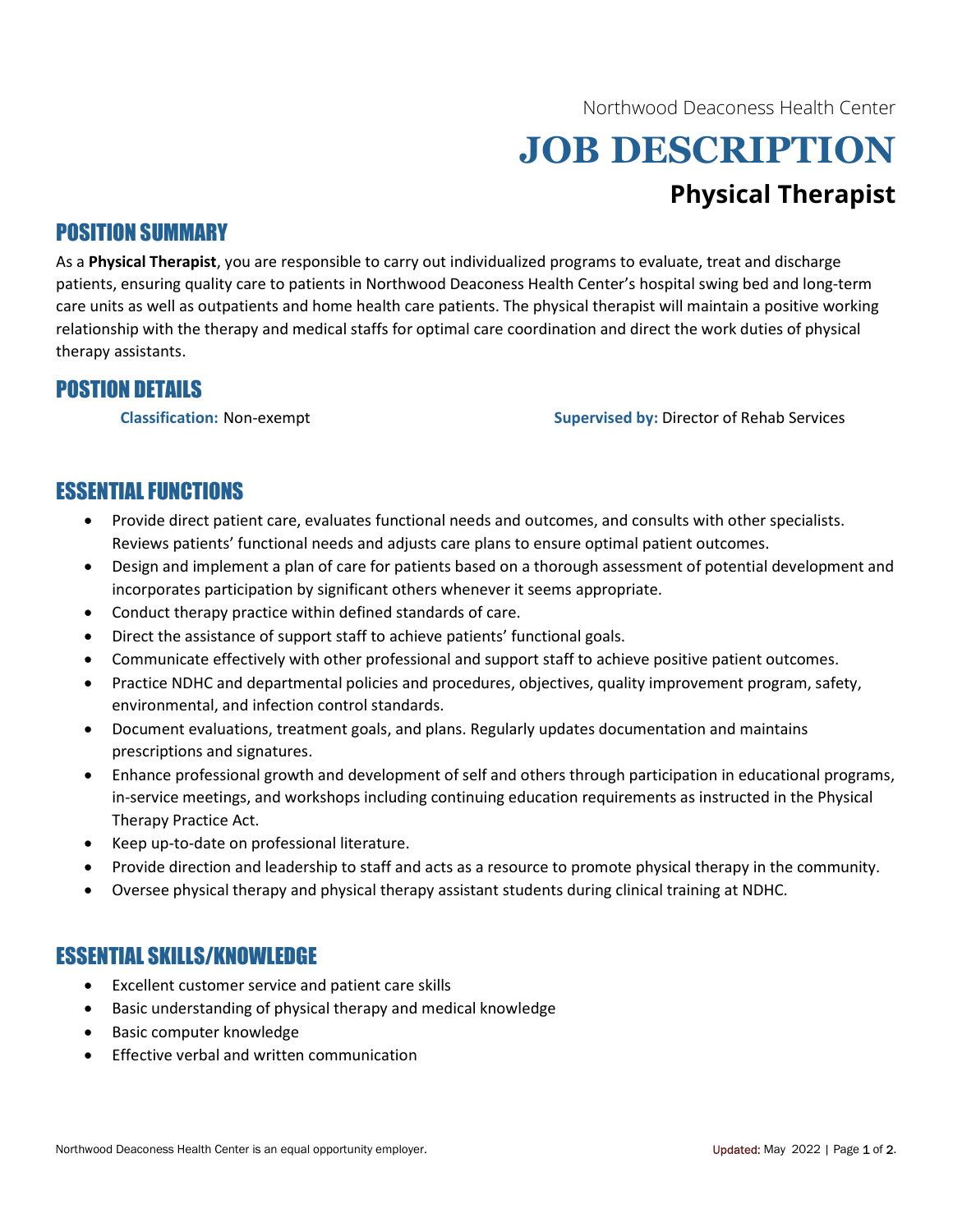Northwood Deaconess Health Center

# JOB DESCRIPTION

## Physical Therapist

## POSITION SUMMARY

As a **Physical Therapist**, you are responsible to carry out individualized programs to evaluate, treat and discharge patients, ensuring quality care to patients in Northwood Deaconess Health Center's hospital swing bed and long-term care units as well as outpatients and home health care patients. The physical therapist will maintain a positive working relationship with the therapy and medical staffs for optimal care coordination and direct the work duties of physical therapy assistants.

## POSTION DETAILS

**Classification:** Non-exempt

**Supervised by:** Director of Rehab Services

## ESSENTIAL FUNCTIONS

- Provide direct patient care, evaluates functional needs and outcomes, and consults with other specialists. Reviews patients' functional needs and adjusts care plans to ensure optimal patient outcomes.
- Design and implement a plan of care for patients based on a thorough assessment of potential development and incorporates participation by significant others whenever it seems appropriate.
- Conduct therapy practice within defined standards of care.
- Direct the assistance of support staff to achieve patients' functional goals.
- Communicate effectively with other professional and support staff to achieve positive patient outcomes.
- Practice NDHC and departmental policies and procedures, objectives, quality improvement program, safety, environmental, and infection control standards.
- Document evaluations, treatment goals, and plans. Regularly updates documentation and maintains prescriptions and signatures.
- Enhance professional growth and development of self and others through participation in educational programs, in-service meetings, and workshops including continuing education requirements as instructed in the Physical Therapy Practice Act.
- Keep up-to-date on professional literature.
- Provide direction and leadership to staff and acts as a resource to promote physical therapy in the community.
- Oversee physical therapy and physical therapy assistant students during clinical training at NDHC.

## ESSENTIAL SKILLS/KNOWLEDGE

- Excellent customer service and patient care skills
- Basic understanding of physical therapy and medical knowledge
- Basic computer knowledge
- Effective verbal and written communication

Northwood Deaconess Health Center is an equal opportunity employer.

Updated: May 2022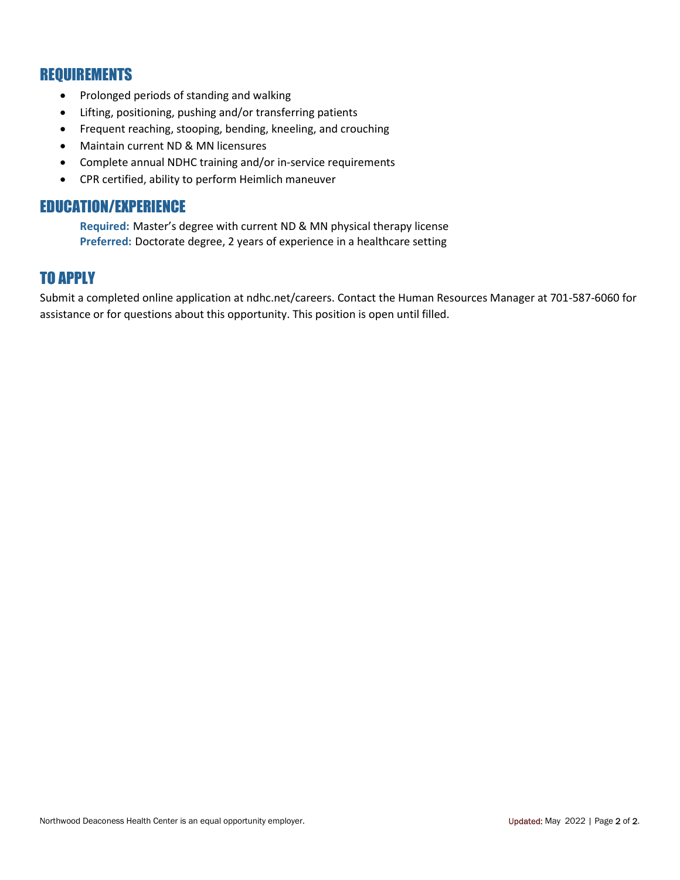## REQUIREMENTS

- Prolonged periods of standing and walking
- Lifting, positioning, pushing and/or transferring patients
- Frequent reaching, stooping, bending, kneeling, and crouching
- Maintain current ND & MN licensures
- Complete annual NDHC training and/or in-service requirements
- CPR certified, ability to perform Heimlich maneuver

## EDUCATION/EXPERIENCE

**Required:** Master's degree with current ND & MN physical therapy license
**Preferred:** Doctorate degree, 2 years of experience in a healthcare setting

## TO APPLY

Submit a completed online application at ndhc.net/careers. Contact the Human Resources Manager at 701-587-6060 for assistance or for questions about this opportunity. This position is open until filled.

Northwood Deaconess Health Center is an equal opportunity employer.

Updated: May 2022